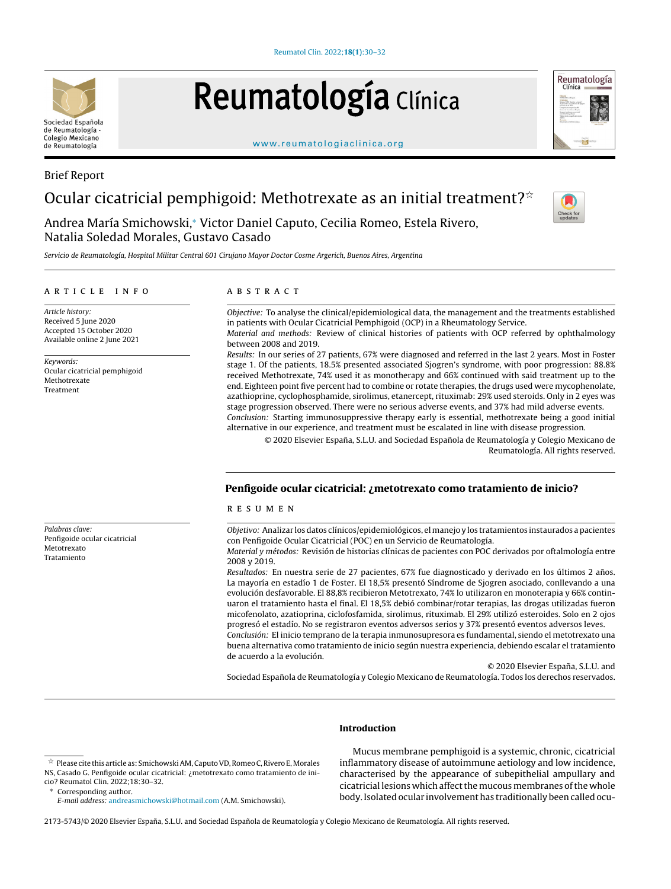Brief Report

# Ocular cicatricial pemphigoid: Methotrexate as an initial treatment?☆

Andrea María Smichowski,* Victor Daniel Caputo, Cecilia Romeo, Estela Rivero, Natalia Soledad Morales, Gustavo Casado

*Servicio de Reumatología, Hospital Militar Central 601 Cirujano Mayor Doctor Cosme Argerich, Buenos Aires, Argentina*

## ARTICLE INFO

*Article history:*
Received 5 June 2020
Accepted 15 October 2020
Available online 2 June 2021

*Keywords:*
Ocular cicatricial pemphigoid
Methotrexate
Treatment

## ABSTRACT

*Objective:* To analyse the clinical/epidemiological data, the management and the treatments established in patients with Ocular Cicatricial Pemphigoid (OCP) in a Rheumatology Service.

*Material and methods:* Review of clinical histories of patients with OCP referred by ophthalmology between 2008 and 2019.

*Results:* In our series of 27 patients, 67% were diagnosed and referred in the last 2 years. Most in Foster stage 1. Of the patients, 18.5% presented associated Sjogren's syndrome, with poor progression: 88.8% received Methotrexate, 74% used it as monotherapy and 66% continued with said treatment up to the end. Eighteen point five percent had to combine or rotate therapies, the drugs used were mycophenolate, azathioprine, cyclophosphamide, sirolimus, etanercept, rituximab: 29% used steroids. Only in 2 eyes was stage progression observed. There were no serious adverse events, and 37% had mild adverse events.

*Conclusion:* Starting immunosuppressive therapy early is essential, methotrexate being a good initial alternative in our experience, and treatment must be escalated in line with disease progression.

© 2020 Elsevier España, S.L.U. and Sociedad Española de Reumatología y Colegio Mexicano de Reumatología. All rights reserved.

## Penfigoide ocular cicatricial: ¿metotrexato como tratamiento de inicio?

*Palabras clave:*
Penfigoide ocular cicatricial
Metotrexato
Tratamiento

## RESUMEN

*Objetivo:* Analizar los datos clínicos/epidemiológicos, el manejo y los tratamientos instaurados a pacientes con Penfigoide Ocular Cicatricial (POC) en un Servicio de Reumatología.

*Material y métodos:* Revisión de historias clínicas de pacientes con POC derivados por oftalmología entre 2008 y 2019.

*Resultados:* En nuestra serie de 27 pacientes, 67% fue diagnosticado y derivado en los últimos 2 años. La mayoría en estadío 1 de Foster. El 18,5% presentó Síndrome de Sjogren asociado, conllevando a una evolución desfavorable. El 88,8% recibieron Metotrexato, 74% lo utilizaron en monoterapia y 66% continuaron el tratamiento hasta el final. El 18,5% debió combinar/rotar terapias, las drogas utilizadas fueron micofenolato, azatioprina, ciclofosfamida, sirolimus, rituximab. El 29% utilizó esteroides. Solo en 2 ojos progresó el estadío. No se registraron eventos adversos serios y 37% presentó eventos adversos leves.

*Conclusión:* El inicio temprano de la terapia inmunosupresora es fundamental, siendo el metotrexato una buena alternativa como tratamiento de inicio según nuestra experiencia, debiendo escalar el tratamiento de acuerdo a la evolución.

© 2020 Elsevier España, S.L.U. and Sociedad Española de Reumatología y Colegio Mexicano de Reumatología. Todos los derechos reservados.

## Introduction

Mucus membrane pemphigoid is a systemic, chronic, cicatricial inflammatory disease of autoimmune aetiology and low incidence, characterised by the appearance of subepithelial ampullary and cicatricial lesions which affect the mucous membranes of the whole body. Isolated ocular involvement has traditionally been called ocu-

☆ Please cite this article as: Smichowski AM, Caputo VD, Romeo C, Rivero E, Morales NS, Casado G. Penfigoide ocular cicatricial: ¿metotrexato como tratamiento de inicio? Reumatol Clin. 2022;18:30–32.

* Corresponding author.
*E-mail address:* andreasmichowski@hotmail.com (A.M. Smichowski).

2173-5743/© 2020 Elsevier España, S.L.U. and Sociedad Española de Reumatología y Colegio Mexicano de Reumatología. All rights reserved.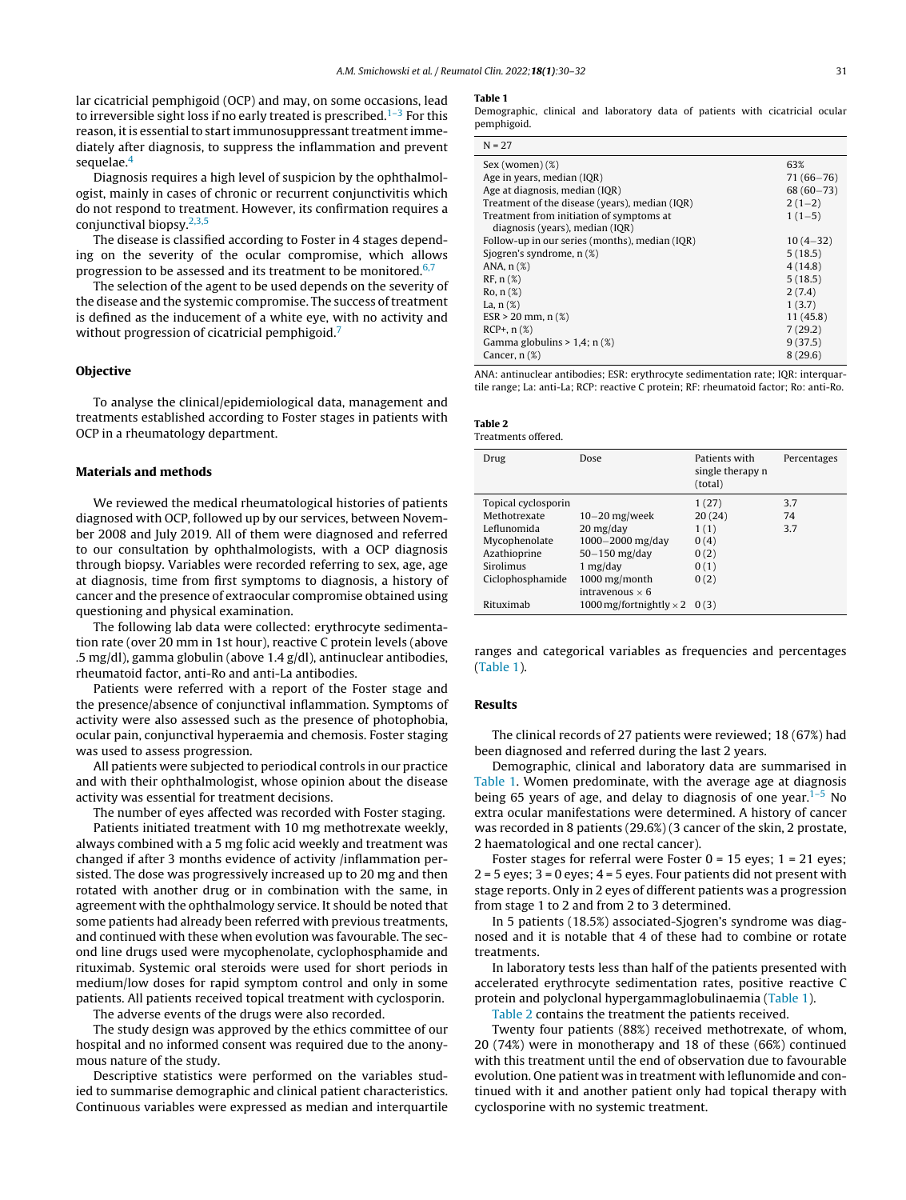lar cicatricial pemphigoid (OCP) and may, on some occasions, lead to irreversible sight loss if no early treated is prescribed.[1–3] For this reason, it is essential to start immunosuppressant treatment immediately after diagnosis, to suppress the inflammation and prevent sequelae.[4]

Diagnosis requires a high level of suspicion by the ophthalmologist, mainly in cases of chronic or recurrent conjunctivitis which do not respond to treatment. However, its confirmation requires a conjunctival biopsy.[2,3,5]

The disease is classified according to Foster in 4 stages depending on the severity of the ocular compromise, which allows progression to be assessed and its treatment to be monitored.[6,7]

The selection of the agent to be used depends on the severity of the disease and the systemic compromise. The success of treatment is defined as the inducement of a white eye, with no activity and without progression of cicatricial pemphigoid.[7]

## Objective

To analyse the clinical/epidemiological data, management and treatments established according to Foster stages in patients with OCP in a rheumatology department.

## Materials and methods

We reviewed the medical rheumatological histories of patients diagnosed with OCP, followed up by our services, between November 2008 and July 2019. All of them were diagnosed and referred to our consultation by ophthalmologists, with a OCP diagnosis through biopsy. Variables were recorded referring to sex, age, age at diagnosis, time from first symptoms to diagnosis, a history of cancer and the presence of extraocular compromise obtained using questioning and physical examination.

The following lab data were collected: erythrocyte sedimentation rate (over 20 mm in 1st hour), reactive C protein levels (above .5 mg/dl), gamma globulin (above 1.4 g/dl), antinuclear antibodies, rheumatoid factor, anti-Ro and anti-La antibodies.

Patients were referred with a report of the Foster stage and the presence/absence of conjunctival inflammation. Symptoms of activity were also assessed such as the presence of photophobia, ocular pain, conjunctival hyperaemia and chemosis. Foster staging was used to assess progression.

All patients were subjected to periodical controls in our practice and with their ophthalmologist, whose opinion about the disease activity was essential for treatment decisions.

The number of eyes affected was recorded with Foster staging.

Patients initiated treatment with 10 mg methotrexate weekly, always combined with a 5 mg folic acid weekly and treatment was changed if after 3 months evidence of activity /inflammation persisted. The dose was progressively increased up to 20 mg and then rotated with another drug or in combination with the same, in agreement with the ophthalmology service. It should be noted that some patients had already been referred with previous treatments, and continued with these when evolution was favourable. The second line drugs used were mycophenolate, cyclophosphamide and rituximab. Systemic oral steroids were used for short periods in medium/low doses for rapid symptom control and only in some patients. All patients received topical treatment with cyclosporin.

The adverse events of the drugs were also recorded.

The study design was approved by the ethics committee of our hospital and no informed consent was required due to the anonymous nature of the study.

Descriptive statistics were performed on the variables studied to summarise demographic and clinical patient characteristics. Continuous variables were expressed as median and interquartile ranges and categorical variables as frequencies and percentages (Table 1).

**Table 1**
Demographic, clinical and laboratory data of patients with cicatricial ocular pemphigoid.

| N = 27 | |
|---|---|
| Sex (women) (%) | 63% |
| Age in years, median (IQR) | 71 (66–76) |
| Age at diagnosis, median (IQR) | 68 (60–73) |
| Treatment of the disease (years), median (IQR) | 2 (1–2) |
| Treatment from initiation of symptoms at diagnosis (years), median (IQR) | 1 (1–5) |
| Follow-up in our series (months), median (IQR) | 10 (4–32) |
| Sjogren's syndrome, n (%) | 5 (18.5) |
| ANA, n (%) | 4 (14.8) |
| RF, n (%) | 5 (18.5) |
| Ro, n (%) | 2 (7.4) |
| La, n (%) | 1 (3.7) |
| ESR > 20 mm, n (%) | 11 (45.8) |
| RCP+, n (%) | 7 (29.2) |
| Gamma globulins > 1,4; n (%) | 9 (37.5) |
| Cancer, n (%) | 8 (29.6) |

ANA: antinuclear antibodies; ESR: erythrocyte sedimentation rate; IQR: interquartile range; La: anti-La; RCP: reactive C protein; RF: rheumatoid factor; Ro: anti-Ro.

**Table 2**
Treatments offered.

| Drug | Dose | Patients with single therapy n (total) | Percentages |
|---|---|---|---|
| Topical cyclosporin | | 1 (27) | 3.7 |
| Methotrexate | 10–20 mg/week | 20 (24) | 74 |
| Leflunomida | 20 mg/day | 1 (1) | 3.7 |
| Mycophenolate | 1000–2000 mg/day | 0 (4) | |
| Azathioprine | 50–150 mg/day | 0 (2) | |
| Sirolimus | 1 mg/day | 0 (1) | |
| Ciclophosphamide | 1000 mg/month intravenous × 6 | 0 (2) | |
| Rituximab | 1000 mg/fortnightly × 2 | 0 (3) | |

## Results

The clinical records of 27 patients were reviewed; 18 (67%) had been diagnosed and referred during the last 2 years.

Demographic, clinical and laboratory data are summarised in Table 1. Women predominate, with the average age at diagnosis being 65 years of age, and delay to diagnosis of one year.[1–5] No extra ocular manifestations were determined. A history of cancer was recorded in 8 patients (29.6%) (3 cancer of the skin, 2 prostate, 2 haematological and one rectal cancer).

Foster stages for referral were Foster 0 = 15 eyes; 1 = 21 eyes; 2 = 5 eyes; 3 = 0 eyes; 4 = 5 eyes. Four patients did not present with stage reports. Only in 2 eyes of different patients was a progression from stage 1 to 2 and from 2 to 3 determined.

In 5 patients (18.5%) associated-Sjogren's syndrome was diagnosed and it is notable that 4 of these had to combine or rotate treatments.

In laboratory tests less than half of the patients presented with accelerated erythrocyte sedimentation rates, positive reactive C protein and polyclonal hypergammaglobulinaemia (Table 1).

Table 2 contains the treatment the patients received.

Twenty four patients (88%) received methotrexate, of whom, 20 (74%) were in monotherapy and 18 of these (66%) continued with this treatment until the end of observation due to favourable evolution. One patient was in treatment with leflunomide and continued with it and another patient only had topical therapy with cyclosporine with no systemic treatment.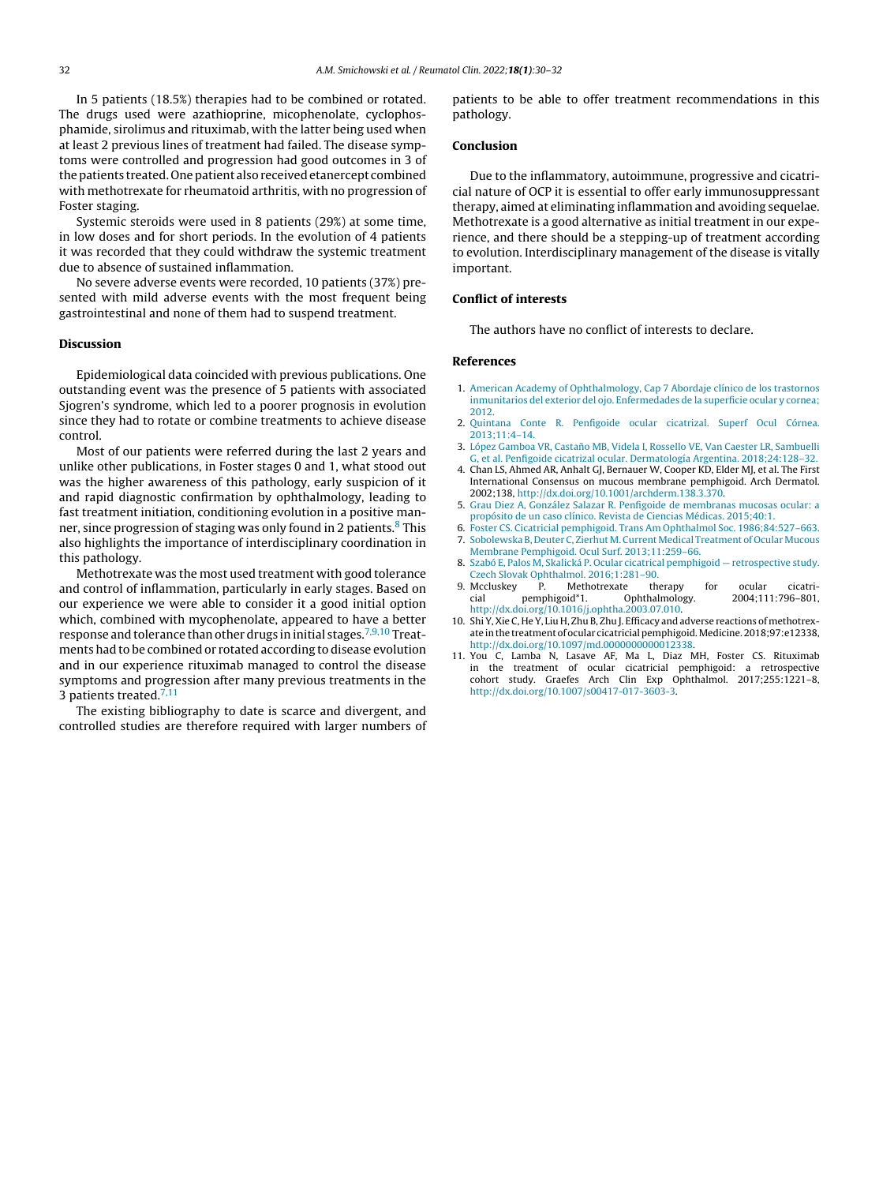In 5 patients (18.5%) therapies had to be combined or rotated. The drugs used were azathioprine, micophenolate, cyclophosphamide, sirolimus and rituximab, with the latter being used when at least 2 previous lines of treatment had failed. The disease symptoms were controlled and progression had good outcomes in 3 of the patients treated. One patient also received etanercept combined with methotrexate for rheumatoid arthritis, with no progression of Foster staging.

Systemic steroids were used in 8 patients (29%) at some time, in low doses and for short periods. In the evolution of 4 patients it was recorded that they could withdraw the systemic treatment due to absence of sustained inflammation.

No severe adverse events were recorded, 10 patients (37%) presented with mild adverse events with the most frequent being gastrointestinal and none of them had to suspend treatment.

## Discussion

Epidemiological data coincided with previous publications. One outstanding event was the presence of 5 patients with associated Sjogren's syndrome, which led to a poorer prognosis in evolution since they had to rotate or combine treatments to achieve disease control.

Most of our patients were referred during the last 2 years and unlike other publications, in Foster stages 0 and 1, what stood out was the higher awareness of this pathology, early suspicion of it and rapid diagnostic confirmation by ophthalmology, leading to fast treatment initiation, conditioning evolution in a positive manner, since progression of staging was only found in 2 patients.[8] This also highlights the importance of interdisciplinary coordination in this pathology.

Methotrexate was the most used treatment with good tolerance and control of inflammation, particularly in early stages. Based on our experience we were able to consider it a good initial option which, combined with mycophenolate, appeared to have a better response and tolerance than other drugs in initial stages.[7,9,10] Treatments had to be combined or rotated according to disease evolution and in our experience rituximab managed to control the disease symptoms and progression after many previous treatments in the 3 patients treated.[7,11]

The existing bibliography to date is scarce and divergent, and controlled studies are therefore required with larger numbers of patients to be able to offer treatment recommendations in this pathology.

## Conclusion

Due to the inflammatory, autoimmune, progressive and cicatricial nature of OCP it is essential to offer early immunosuppressant therapy, aimed at eliminating inflammation and avoiding sequelae. Methotrexate is a good alternative as initial treatment in our experience, and there should be a stepping-up of treatment according to evolution. Interdisciplinary management of the disease is vitally important.

## Conflict of interests

The authors have no conflict of interests to declare.

## References

1. American Academy of Ophthalmology, Cap 7 Abordaje clínico de los trastornos inmunitarios del exterior del ojo. Enfermedades de la superficie ocular y cornea; 2012.
2. Quintana Conte R. Penfigoide ocular cicatrizal. Superf Ocul Córnea. 2013;11:4–14.
3. López Gamboa VR, Castaño MB, Videla I, Rossello VE, Van Caester LR, Sambuelli G, et al. Penfigoide cicatrizal ocular. Dermatología Argentina. 2018;24:128–32.
4. Chan LS, Ahmed AR, Anhalt GJ, Bernauer W, Cooper KD, Elder MJ, et al. The First International Consensus on mucous membrane pemphigoid. Arch Dermatol. 2002;138, http://dx.doi.org/10.1001/archderm.138.3.370.
5. Grau Diez A, González Salazar R. Penfigoide de membranas mucosas ocular: a propósito de un caso clínico. Revista de Ciencias Médicas. 2015;40:1.
6. Foster CS. Cicatricial pemphigoid. Trans Am Ophthalmol Soc. 1986;84:527–663.
7. Sobolewska B, Deuter C, Zierhut M. Current Medical Treatment of Ocular Mucous Membrane Pemphigoid. Ocul Surf. 2013;11:259–66.
8. Szabó E, Palos M, Skalická P. Ocular cicatrical pemphigoid — retrospective study. Czech Slovak Ophthalmol. 2016;1:281–90.
9. Mccluskey P. Methotrexate therapy for ocular cicatricial pemphigoid*1. Ophthalmology. 2004;111:796–801, http://dx.doi.org/10.1016/j.ophtha.2003.07.010.
10. Shi Y, Xie C, He Y, Liu H, Zhu B, Zhu J. Efficacy and adverse reactions of methotrexate in the treatment of ocular cicatricial pemphigoid. Medicine. 2018;97:e12338, http://dx.doi.org/10.1097/md.0000000000012338.
11. You C, Lamba N, Lasave AF, Ma L, Diaz MH, Foster CS. Rituximab in the treatment of ocular cicatricial pemphigoid: a retrospective cohort study. Graefes Arch Clin Exp Ophthalmol. 2017;255:1221–8, http://dx.doi.org/10.1007/s00417-017-3603-3.